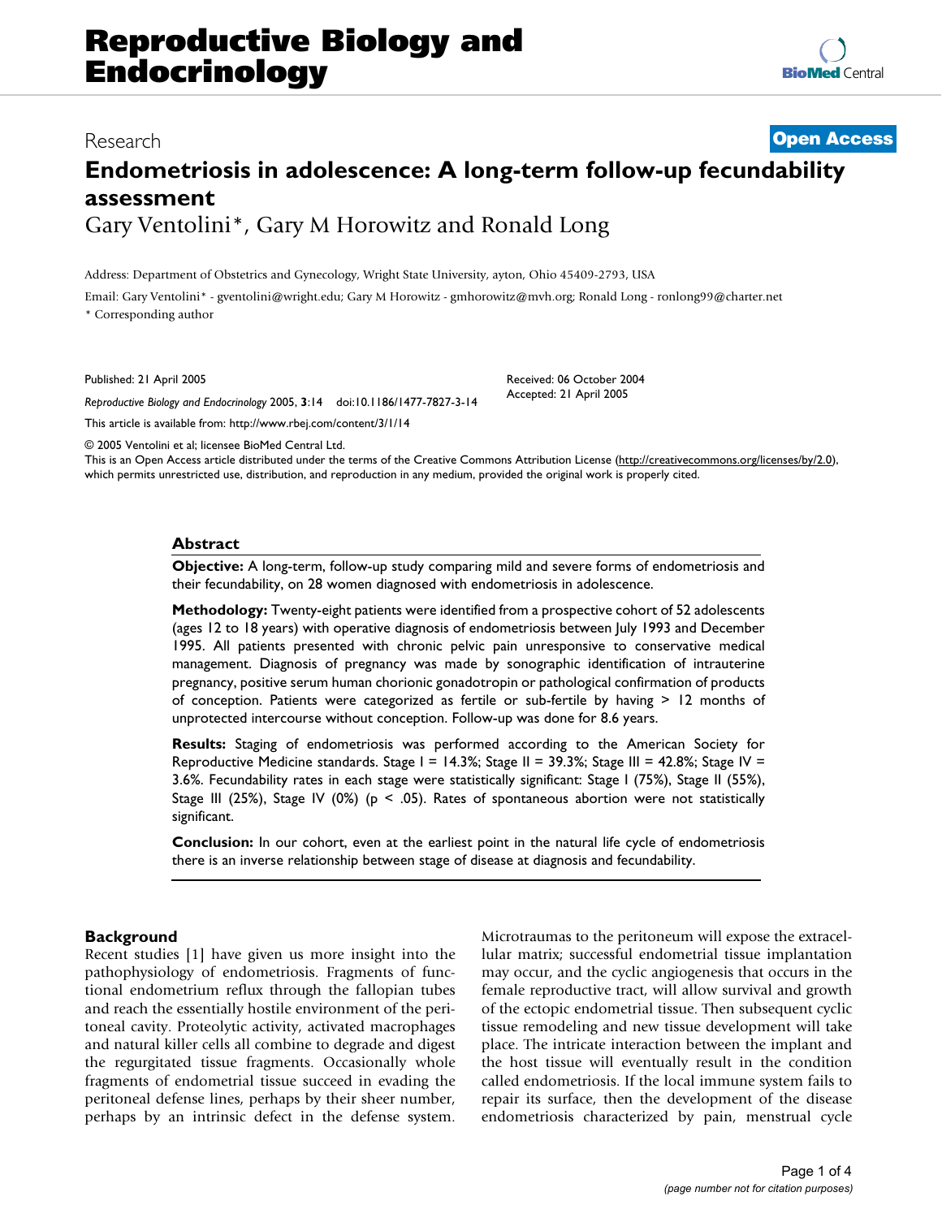# Reproductive Biology and Endocrinology

Research **Open Access**

## Endometriosis in adolescence: A long-term follow-up fecundability assessment

Gary Ventolini*, Gary M Horowitz and Ronald Long

Address: Department of Obstetrics and Gynecology, Wright State University, ayton, Ohio 45409-2793, USA

Email: Gary Ventolini* - gventolini@wright.edu; Gary M Horowitz - gmhorowitz@mvh.org; Ronald Long - ronlong99@charter.net

* Corresponding author

Published: 21 April 2005

*Reproductive Biology and Endocrinology* 2005, **3**:14 doi:10.1186/1477-7827-3-14

Received: 06 October 2004
Accepted: 21 April 2005

This article is available from: http://www.rbej.com/content/3/1/14

© 2005 Ventolini et al; licensee BioMed Central Ltd.

This is an Open Access article distributed under the terms of the Creative Commons Attribution License (http://creativecommons.org/licenses/by/2.0), which permits unrestricted use, distribution, and reproduction in any medium, provided the original work is properly cited.

### Abstract

**Objective:** A long-term, follow-up study comparing mild and severe forms of endometriosis and their fecundability, on 28 women diagnosed with endometriosis in adolescence.

**Methodology:** Twenty-eight patients were identified from a prospective cohort of 52 adolescents (ages 12 to 18 years) with operative diagnosis of endometriosis between July 1993 and December 1995. All patients presented with chronic pelvic pain unresponsive to conservative medical management. Diagnosis of pregnancy was made by sonographic identification of intrauterine pregnancy, positive serum human chorionic gonadotropin or pathological confirmation of products of conception. Patients were categorized as fertile or sub-fertile by having > 12 months of unprotected intercourse without conception. Follow-up was done for 8.6 years.

**Results:** Staging of endometriosis was performed according to the American Society for Reproductive Medicine standards. Stage I = 14.3%; Stage II = 39.3%; Stage III = 42.8%; Stage IV = 3.6%. Fecundability rates in each stage were statistically significant: Stage I (75%), Stage II (55%), Stage III (25%), Stage IV (0%) ($p < .05$). Rates of spontaneous abortion were not statistically significant.

**Conclusion:** In our cohort, even at the earliest point in the natural life cycle of endometriosis there is an inverse relationship between stage of disease at diagnosis and fecundability.

### Background

Recent studies [1] have given us more insight into the pathophysiology of endometriosis. Fragments of functional endometrium reflux through the fallopian tubes and reach the essentially hostile environment of the peritoneal cavity. Proteolytic activity, activated macrophages and natural killer cells all combine to degrade and digest the regurgitated tissue fragments. Occasionally whole fragments of endometrial tissue succeed in evading the peritoneal defense lines, perhaps by their sheer number, perhaps by an intrinsic defect in the defense system. Microtraumas to the peritoneum will expose the extracellular matrix; successful endometrial tissue implantation may occur, and the cyclic angiogenesis that occurs in the female reproductive tract, will allow survival and growth of the ectopic endometrial tissue. Then subsequent cyclic tissue remodeling and new tissue development will take place. The intricate interaction between the implant and the host tissue will eventually result in the condition called endometriosis. If the local immune system fails to repair its surface, then the development of the disease endometriosis characterized by pain, menstrual cycle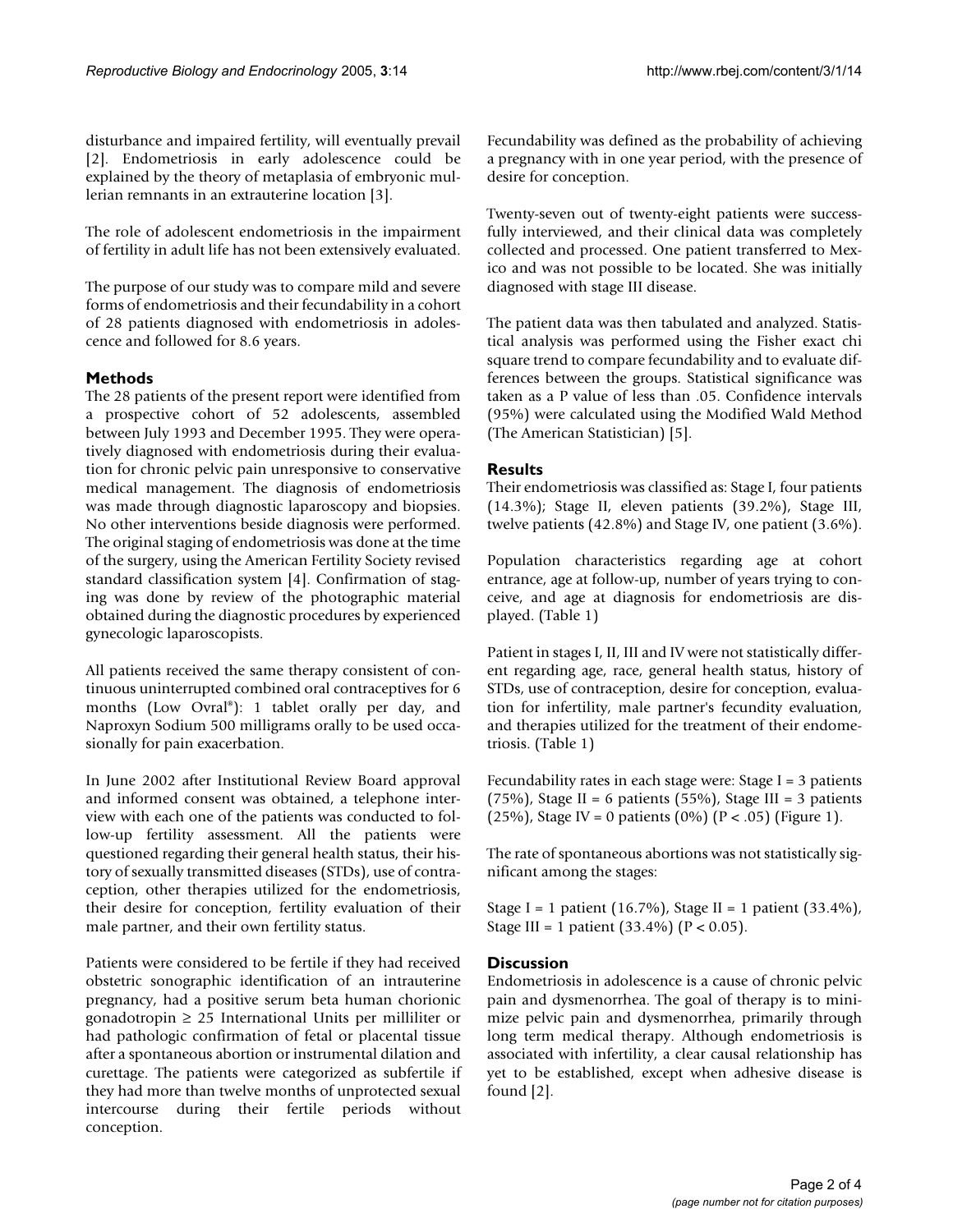disturbance and impaired fertility, will eventually prevail [2]. Endometriosis in early adolescence could be explained by the theory of metaplasia of embryonic mullerian remnants in an extrauterine location [3].

The role of adolescent endometriosis in the impairment of fertility in adult life has not been extensively evaluated.

The purpose of our study was to compare mild and severe forms of endometriosis and their fecundability in a cohort of 28 patients diagnosed with endometriosis in adolescence and followed for 8.6 years.

## Methods

The 28 patients of the present report were identified from a prospective cohort of 52 adolescents, assembled between July 1993 and December 1995. They were operatively diagnosed with endometriosis during their evaluation for chronic pelvic pain unresponsive to conservative medical management. The diagnosis of endometriosis was made through diagnostic laparoscopy and biopsies. No other interventions beside diagnosis were performed. The original staging of endometriosis was done at the time of the surgery, using the American Fertility Society revised standard classification system [4]. Confirmation of staging was done by review of the photographic material obtained during the diagnostic procedures by experienced gynecologic laparoscopists.

All patients received the same therapy consistent of continuous uninterrupted combined oral contraceptives for 6 months (Low Ovral®): 1 tablet orally per day, and Naproxyn Sodium 500 milligrams orally to be used occasionally for pain exacerbation.

In June 2002 after Institutional Review Board approval and informed consent was obtained, a telephone interview with each one of the patients was conducted to follow-up fertility assessment. All the patients were questioned regarding their general health status, their history of sexually transmitted diseases (STDs), use of contraception, other therapies utilized for the endometriosis, their desire for conception, fertility evaluation of their male partner, and their own fertility status.

Patients were considered to be fertile if they had received obstetric sonographic identification of an intrauterine pregnancy, had a positive serum beta human chorionic gonadotropin ≥ 25 International Units per milliliter or had pathologic confirmation of fetal or placental tissue after a spontaneous abortion or instrumental dilation and curettage. The patients were categorized as subfertile if they had more than twelve months of unprotected sexual intercourse during their fertile periods without conception.

Fecundability was defined as the probability of achieving a pregnancy with in one year period, with the presence of desire for conception.

Twenty-seven out of twenty-eight patients were successfully interviewed, and their clinical data was completely collected and processed. One patient transferred to Mexico and was not possible to be located. She was initially diagnosed with stage III disease.

The patient data was then tabulated and analyzed. Statistical analysis was performed using the Fisher exact chi square trend to compare fecundability and to evaluate differences between the groups. Statistical significance was taken as a P value of less than .05. Confidence intervals (95%) were calculated using the Modified Wald Method (The American Statistician) [5].

## Results

Their endometriosis was classified as: Stage I, four patients (14.3%); Stage II, eleven patients (39.2%), Stage III, twelve patients (42.8%) and Stage IV, one patient (3.6%).

Population characteristics regarding age at cohort entrance, age at follow-up, number of years trying to conceive, and age at diagnosis for endometriosis are displayed. (Table 1)

Patient in stages I, II, III and IV were not statistically different regarding age, race, general health status, history of STDs, use of contraception, desire for conception, evaluation for infertility, male partner's fecundity evaluation, and therapies utilized for the treatment of their endometriosis. (Table 1)

Fecundability rates in each stage were: Stage I = 3 patients (75%), Stage II = 6 patients (55%), Stage III = 3 patients (25%), Stage IV = 0 patients (0%) ($P < .05$) (Figure 1).

The rate of spontaneous abortions was not statistically significant among the stages:

Stage I = 1 patient (16.7%), Stage II = 1 patient (33.4%), Stage III = 1 patient (33.4%) ($P < 0.05$).

## Discussion

Endometriosis in adolescence is a cause of chronic pelvic pain and dysmenorrhea. The goal of therapy is to minimize pelvic pain and dysmenorrhea, primarily through long term medical therapy. Although endometriosis is associated with infertility, a clear causal relationship has yet to be established, except when adhesive disease is found [2].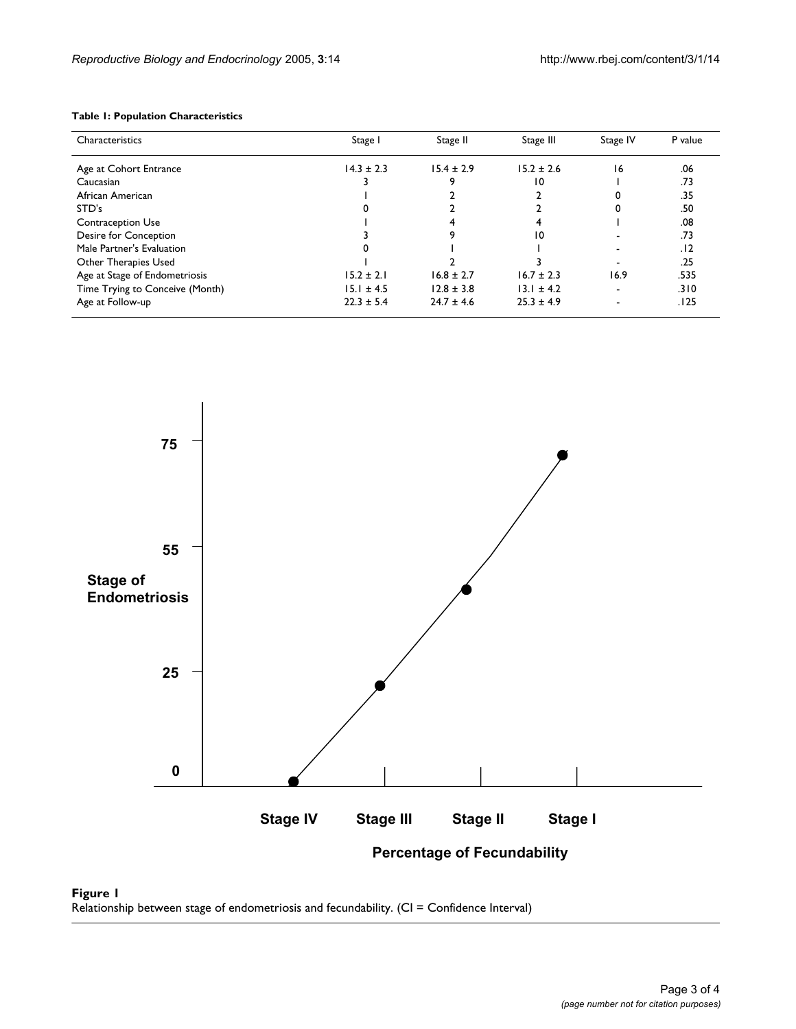**Table 1: Population Characteristics**

| Characteristics | Stage I | Stage II | Stage III | Stage IV | P value |
|---|---|---|---|---|---|
| Age at Cohort Entrance | 14.3 ± 2.3 | 15.4 ± 2.9 | 15.2 ± 2.6 | 16 | .06 |
| Caucasian | 3 | 9 | 10 | 1 | .73 |
| African American | 1 | 2 | 2 | 0 | .35 |
| STD's | 0 | 2 | 2 | 0 | .50 |
| Contraception Use | 1 | 4 | 4 | 1 | .08 |
| Desire for Conception | 3 | 9 | 10 | - | .73 |
| Male Partner's Evaluation | 0 | 1 | 1 | - | .12 |
| Other Therapies Used | 1 | 2 | 3 | - | .25 |
| Age at Stage of Endometriosis | 15.2 ± 2.1 | 16.8 ± 2.7 | 16.7 ± 2.3 | 16.9 | .535 |
| Time Trying to Conceive (Month) | 15.1 ± 4.5 | 12.8 ± 3.8 | 13.1 ± 4.2 | - | .310 |
| Age at Follow-up | 22.3 ± 5.4 | 24.7 ± 4.6 | 25.3 ± 4.9 | - | .125 |

**Figure 1**
Relationship between stage of endometriosis and fecundability. (CI = Confidence Interval)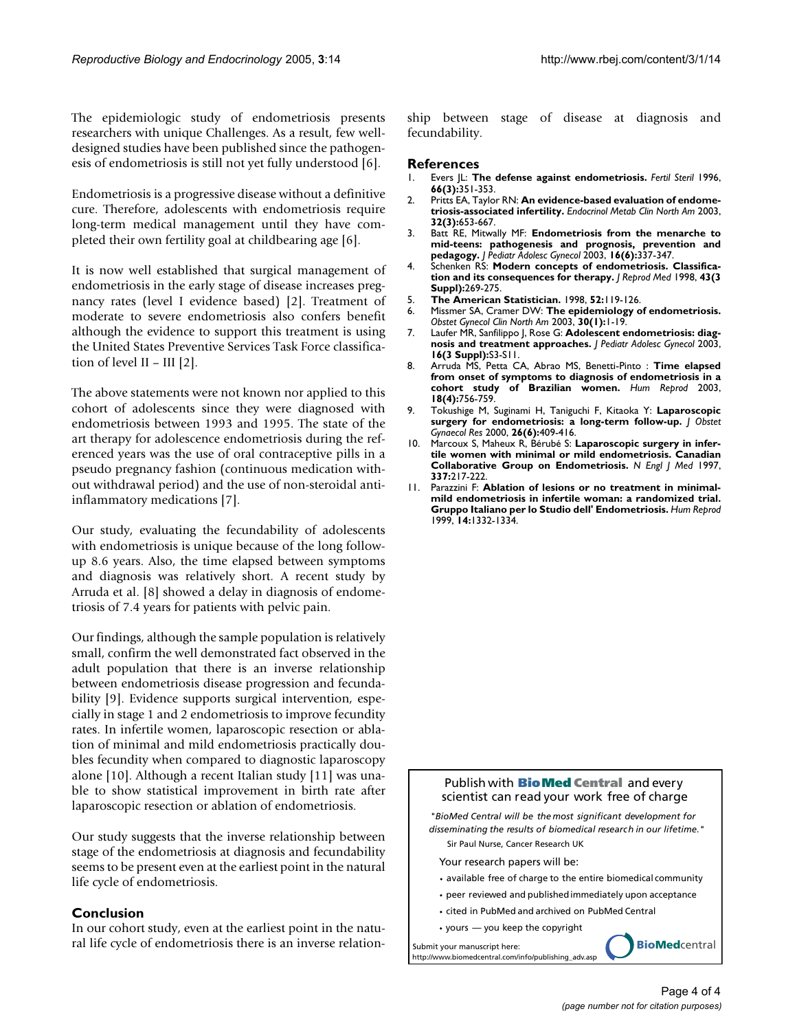The epidemiologic study of endometriosis presents researchers with unique Challenges. As a result, few well-designed studies have been published since the pathogenesis of endometriosis is still not yet fully understood [6].

Endometriosis is a progressive disease without a definitive cure. Therefore, adolescents with endometriosis require long-term medical management until they have completed their own fertility goal at childbearing age [6].

It is now well established that surgical management of endometriosis in the early stage of disease increases pregnancy rates (level I evidence based) [2]. Treatment of moderate to severe endometriosis also confers benefit although the evidence to support this treatment is using the United States Preventive Services Task Force classification of level II – III [2].

The above statements were not known nor applied to this cohort of adolescents since they were diagnosed with endometriosis between 1993 and 1995. The state of the art therapy for adolescence endometriosis during the referenced years was the use of oral contraceptive pills in a pseudo pregnancy fashion (continuous medication without withdrawal period) and the use of non-steroidal anti-inflammatory medications [7].

Our study, evaluating the fecundability of adolescents with endometriosis is unique because of the long follow-up 8.6 years. Also, the time elapsed between symptoms and diagnosis was relatively short. A recent study by Arruda et al. [8] showed a delay in diagnosis of endometriosis of 7.4 years for patients with pelvic pain.

Our findings, although the sample population is relatively small, confirm the well demonstrated fact observed in the adult population that there is an inverse relationship between endometriosis disease progression and fecundability [9]. Evidence supports surgical intervention, especially in stage 1 and 2 endometriosis to improve fecundity rates. In infertile women, laparoscopic resection or ablation of minimal and mild endometriosis practically doubles fecundity when compared to diagnostic laparoscopy alone [10]. Although a recent Italian study [11] was unable to show statistical improvement in birth rate after laparoscopic resection or ablation of endometriosis.

Our study suggests that the inverse relationship between stage of the endometriosis at diagnosis and fecundability seems to be present even at the earliest point in the natural life cycle of endometriosis.

## Conclusion

In our cohort study, even at the earliest point in the natural life cycle of endometriosis there is an inverse relationship between stage of disease at diagnosis and fecundability.

## References

1. Evers JL: **The defense against endometriosis.** *Fertil Steril* 1996, **66(3):**351-353.
2. Pritts EA, Taylor RN: **An evidence-based evaluation of endometriosis-associated infertility.** *Endocrinol Metab Clin North Am* 2003, **32(3):**653-667.
3. Batt RE, Mitwally MF: **Endometriosis from the menarche to mid-teens: pathogenesis and prognosis, prevention and pedagogy.** *J Pediatr Adolesc Gynecol* 2003, **16(6):**337-347.
4. Schenken RS: **Modern concepts of endometriosis. Classification and its consequences for therapy.** *J Reprod Med* 1998, **43(3 Suppl):**269-275.
5. **The American Statistician.** 1998, **52:**119-126.
6. Missmer SA, Cramer DW: **The epidemiology of endometriosis.** *Obstet Gynecol Clin North Am* 2003, **30(1):**1-19.
7. Laufer MR, Sanfilippo J, Rose G: **Adolescent endometriosis: diagnosis and treatment approaches.** *J Pediatr Adolesc Gynecol* 2003, **16(3 Suppl):**S3-S11.
8. Arruda MS, Petta CA, Abrao MS, Benetti-Pinto : **Time elapsed from onset of symptoms to diagnosis of endometriosis in a cohort study of Brazilian women.** *Hum Reprod* 2003, **18(4):**756-759.
9. Tokushige M, Suginami H, Taniguchi F, Kitaoka Y: **Laparoscopic surgery for endometriosis: a long-term follow-up.** *J Obstet Gynaecol Res* 2000, **26(6):**409-416.
10. Marcoux S, Maheux R, Bérubé S: **Laparoscopic surgery in infertile women with minimal or mild endometriosis. Canadian Collaborative Group on Endometriosis.** *N Engl J Med* 1997, **337:**217-222.
11. Parazzini F: **Ablation of lesions or no treatment in minimal-mild endometriosis in infertile woman: a randomized trial. Gruppo Italiano per lo Studio dell' Endometriosis.** *Hum Reprod* 1999, **14:**1332-1334.

Publish with **BioMed Central** and every scientist can read your work free of charge

*"BioMed Central will be the most significant development for disseminating the results of biomedical research in our lifetime."*
Sir Paul Nurse, Cancer Research UK

Your research papers will be:

- available free of charge to the entire biomedical community
- peer reviewed and published immediately upon acceptance
- cited in PubMed and archived on PubMed Central
- yours — you keep the copyright

Submit your manuscript here:
http://www.biomedcentral.com/info/publishing_adv.asp

BioMedcentral